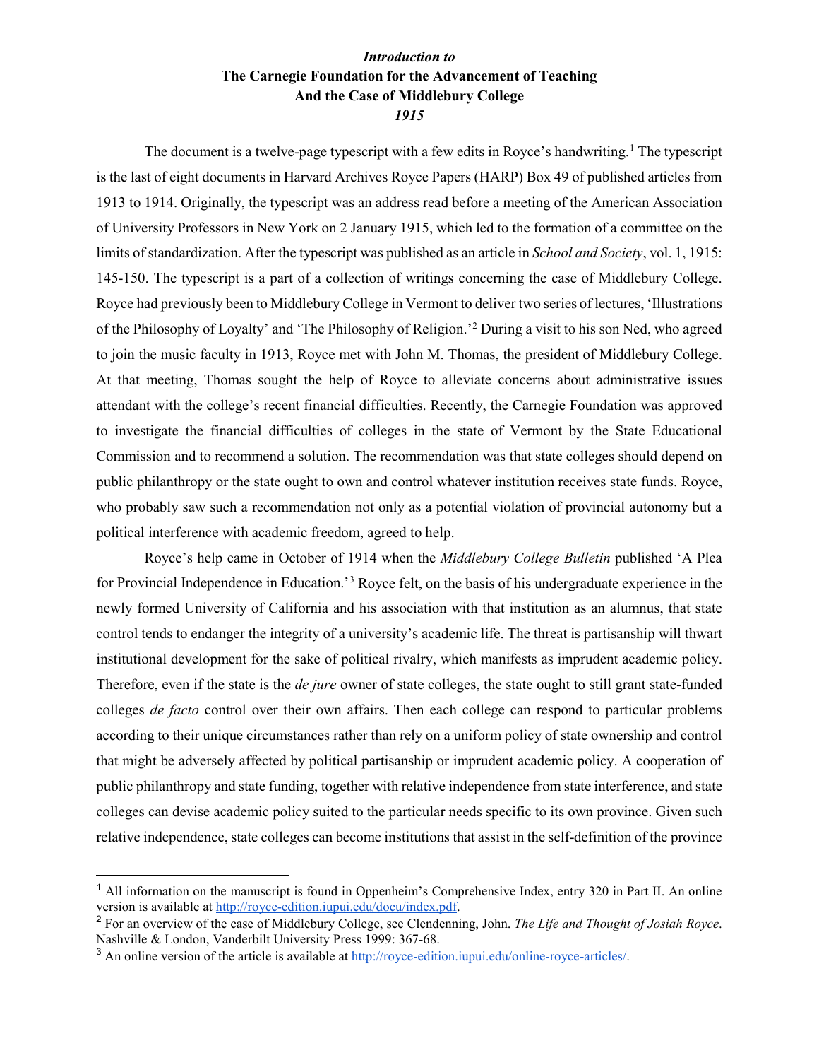### *Introduction to*
### **The Carnegie Foundation for the Advancement of Teaching And the Case of Middlebury College**
### *1915*

The document is a twelve-page typescript with a few edits in Royce's handwriting.[1] The typescript is the last of eight documents in Harvard Archives Royce Papers (HARP) Box 49 of published articles from 1913 to 1914. Originally, the typescript was an address read before a meeting of the American Association of University Professors in New York on 2 January 1915, which led to the formation of a committee on the limits of standardization. After the typescript was published as an article in *School and Society*, vol. 1, 1915: 145-150. The typescript is a part of a collection of writings concerning the case of Middlebury College. Royce had previously been to Middlebury College in Vermont to deliver two series of lectures, 'Illustrations of the Philosophy of Loyalty' and 'The Philosophy of Religion.'[2] During a visit to his son Ned, who agreed to join the music faculty in 1913, Royce met with John M. Thomas, the president of Middlebury College. At that meeting, Thomas sought the help of Royce to alleviate concerns about administrative issues attendant with the college's recent financial difficulties. Recently, the Carnegie Foundation was approved to investigate the financial difficulties of colleges in the state of Vermont by the State Educational Commission and to recommend a solution. The recommendation was that state colleges should depend on public philanthropy or the state ought to own and control whatever institution receives state funds. Royce, who probably saw such a recommendation not only as a potential violation of provincial autonomy but a political interference with academic freedom, agreed to help.

Royce's help came in October of 1914 when the *Middlebury College Bulletin* published 'A Plea for Provincial Independence in Education.'[3] Royce felt, on the basis of his undergraduate experience in the newly formed University of California and his association with that institution as an alumnus, that state control tends to endanger the integrity of a university's academic life. The threat is partisanship will thwart institutional development for the sake of political rivalry, which manifests as imprudent academic policy. Therefore, even if the state is the *de jure* owner of state colleges, the state ought to still grant state-funded colleges *de facto* control over their own affairs. Then each college can respond to particular problems according to their unique circumstances rather than rely on a uniform policy of state ownership and control that might be adversely affected by political partisanship or imprudent academic policy. A cooperation of public philanthropy and state funding, together with relative independence from state interference, and state colleges can devise academic policy suited to the particular needs specific to its own province. Given such relative independence, state colleges can become institutions that assist in the self-definition of the province

---

[1] All information on the manuscript is found in Oppenheim's Comprehensive Index, entry 320 in Part II. An online version is available at http://royce-edition.iupui.edu/docu/index.pdf.

[2] For an overview of the case of Middlebury College, see Clendenning, John. *The Life and Thought of Josiah Royce*. Nashville & London, Vanderbilt University Press 1999: 367-68.

[3] An online version of the article is available at http://royce-edition.iupui.edu/online-royce-articles/.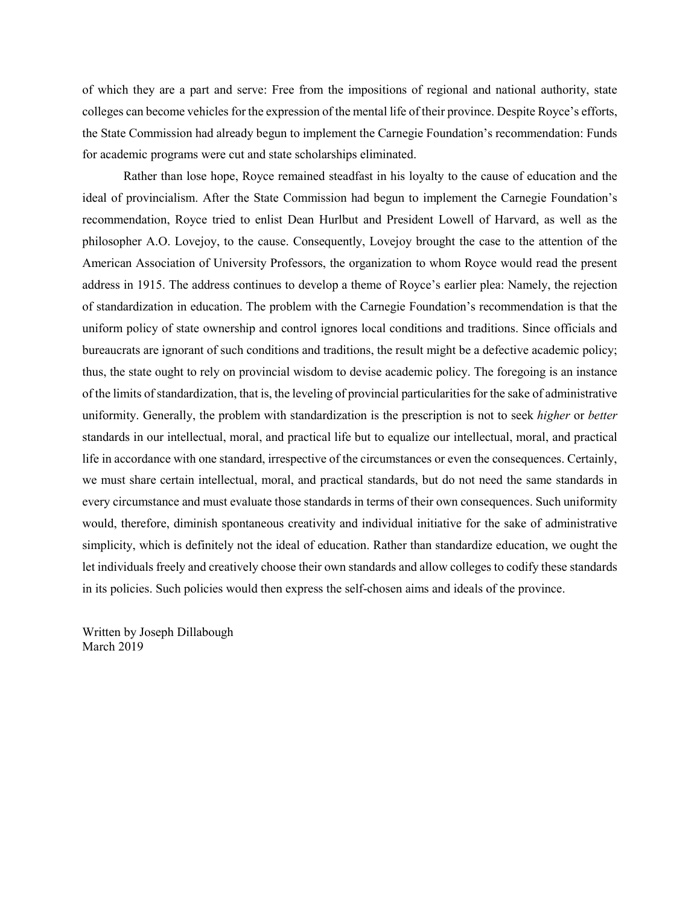of which they are a part and serve: Free from the impositions of regional and national authority, state colleges can become vehicles for the expression of the mental life of their province. Despite Royce's efforts, the State Commission had already begun to implement the Carnegie Foundation's recommendation: Funds for academic programs were cut and state scholarships eliminated.

Rather than lose hope, Royce remained steadfast in his loyalty to the cause of education and the ideal of provincialism. After the State Commission had begun to implement the Carnegie Foundation's recommendation, Royce tried to enlist Dean Hurlbut and President Lowell of Harvard, as well as the philosopher A.O. Lovejoy, to the cause. Consequently, Lovejoy brought the case to the attention of the American Association of University Professors, the organization to whom Royce would read the present address in 1915. The address continues to develop a theme of Royce's earlier plea: Namely, the rejection of standardization in education. The problem with the Carnegie Foundation's recommendation is that the uniform policy of state ownership and control ignores local conditions and traditions. Since officials and bureaucrats are ignorant of such conditions and traditions, the result might be a defective academic policy; thus, the state ought to rely on provincial wisdom to devise academic policy. The foregoing is an instance of the limits of standardization, that is, the leveling of provincial particularities for the sake of administrative uniformity. Generally, the problem with standardization is the prescription is not to seek *higher* or *better* standards in our intellectual, moral, and practical life but to equalize our intellectual, moral, and practical life in accordance with one standard, irrespective of the circumstances or even the consequences. Certainly, we must share certain intellectual, moral, and practical standards, but do not need the same standards in every circumstance and must evaluate those standards in terms of their own consequences. Such uniformity would, therefore, diminish spontaneous creativity and individual initiative for the sake of administrative simplicity, which is definitely not the ideal of education. Rather than standardize education, we ought the let individuals freely and creatively choose their own standards and allow colleges to codify these standards in its policies. Such policies would then express the self-chosen aims and ideals of the province.

Written by Joseph Dillabough
March 2019